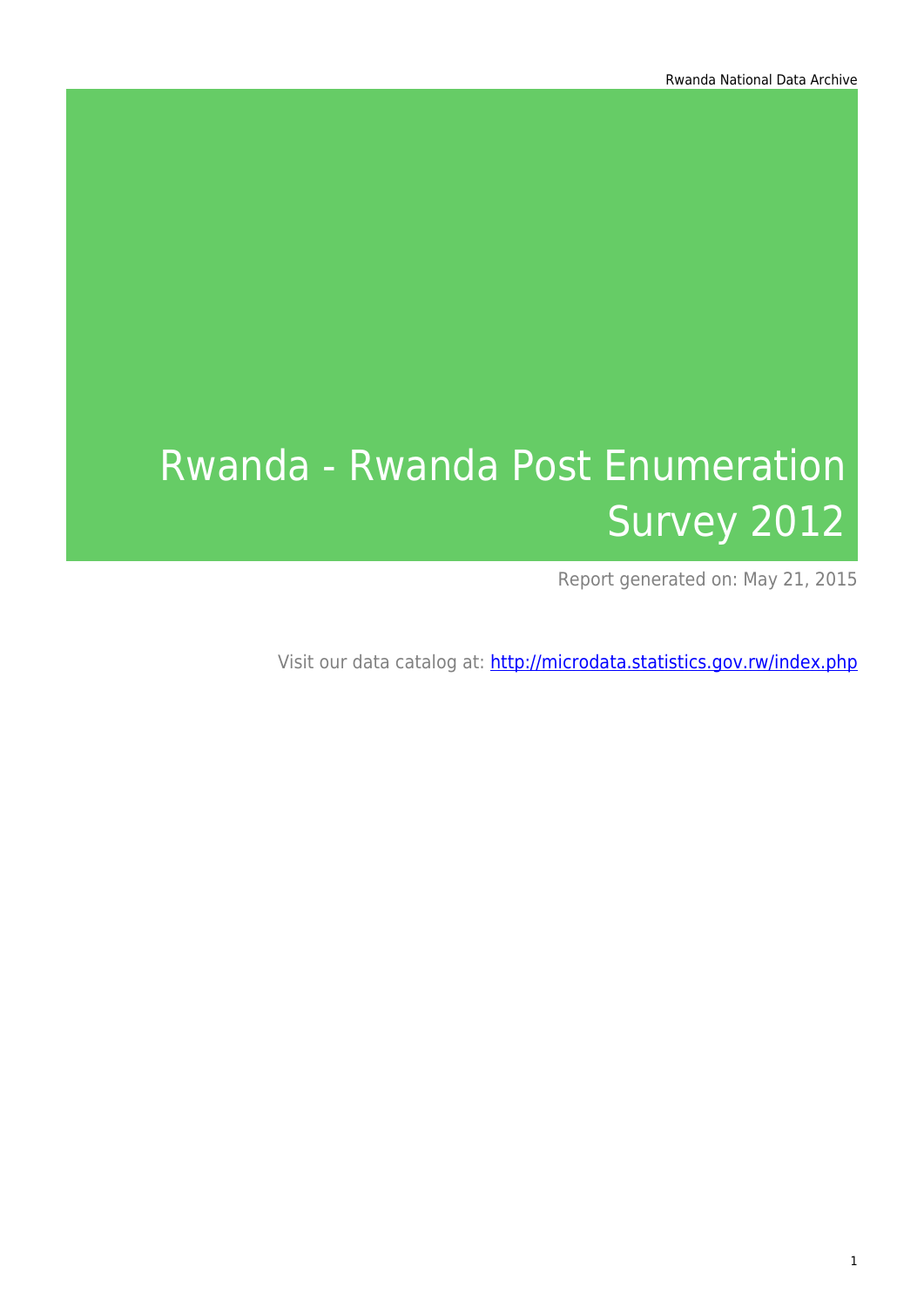# Rwanda - Rwanda Post Enumeration Survey 2012

Report generated on: May 21, 2015

Visit our data catalog at: http://microdata.statistics.gov.rw/index.php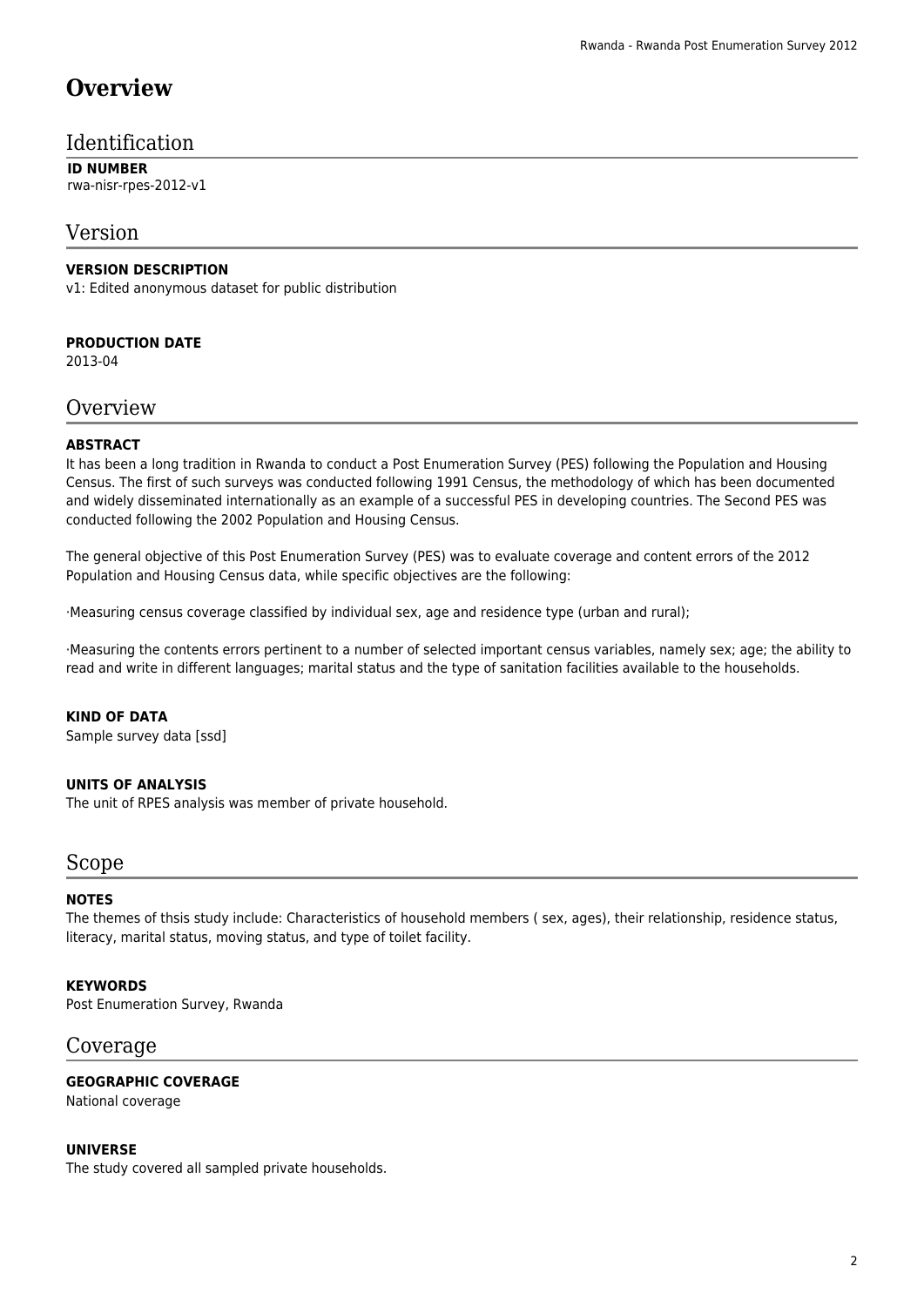# Overview

## Identification

**ID NUMBER**
rwa-nisr-rpes-2012-v1

## Version

**VERSION DESCRIPTION**
v1: Edited anonymous dataset for public distribution

**PRODUCTION DATE**
2013-04

## Overview

**ABSTRACT**
It has been a long tradition in Rwanda to conduct a Post Enumeration Survey (PES) following the Population and Housing Census. The first of such surveys was conducted following 1991 Census, the methodology of which has been documented and widely disseminated internationally as an example of a successful PES in developing countries. The Second PES was conducted following the 2002 Population and Housing Census.

The general objective of this Post Enumeration Survey (PES) was to evaluate coverage and content errors of the 2012 Population and Housing Census data, while specific objectives are the following:

·Measuring census coverage classified by individual sex, age and residence type (urban and rural);

·Measuring the contents errors pertinent to a number of selected important census variables, namely sex; age; the ability to read and write in different languages; marital status and the type of sanitation facilities available to the households.

**KIND OF DATA**
Sample survey data [ssd]

**UNITS OF ANALYSIS**
The unit of RPES analysis was member of private household.

## Scope

**NOTES**
The themes of thsis study include: Characteristics of household members ( sex, ages), their relationship, residence status, literacy, marital status, moving status, and type of toilet facility.

**KEYWORDS**
Post Enumeration Survey, Rwanda

## Coverage

**GEOGRAPHIC COVERAGE**
National coverage

**UNIVERSE**
The study covered all sampled private households.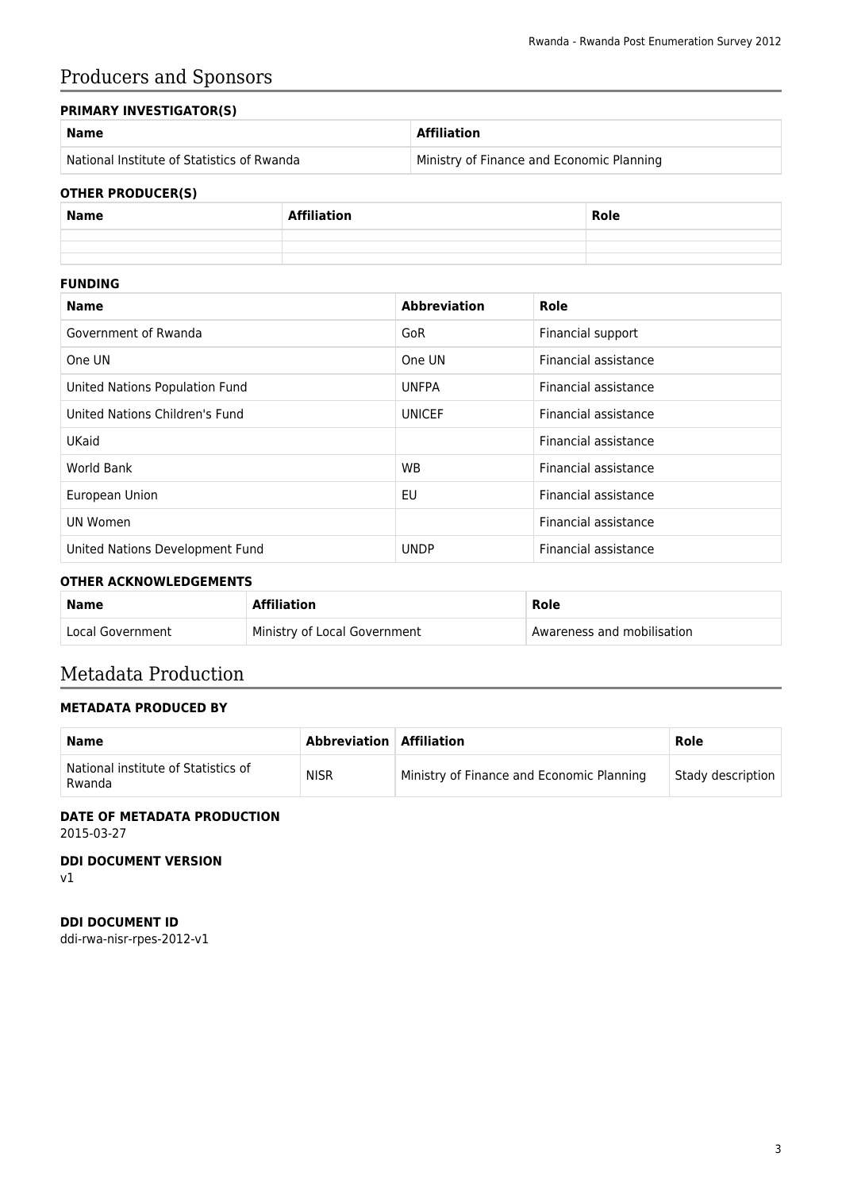# Producers and Sponsors

### PRIMARY INVESTIGATOR(S)

| Name | Affiliation |
|---|---|
| National Institute of Statistics of Rwanda | Ministry of Finance and Economic Planning |

### OTHER PRODUCER(S)

| Name | Affiliation | Role |
|---|---|---|
| | | |
| | | |

### FUNDING

| Name | Abbreviation | Role |
|---|---|---|
| Government of Rwanda | GoR | Financial support |
| One UN | One UN | Financial assistance |
| United Nations Population Fund | UNFPA | Financial assistance |
| United Nations Children's Fund | UNICEF | Financial assistance |
| UKaid | | Financial assistance |
| World Bank | WB | Financial assistance |
| European Union | EU | Financial assistance |
| UN Women | | Financial assistance |
| United Nations Development Fund | UNDP | Financial assistance |

### OTHER ACKNOWLEDGEMENTS

| Name | Affiliation | Role |
|---|---|---|
| Local Government | Ministry of Local Government | Awareness and mobilisation |

# Metadata Production

### METADATA PRODUCED BY

| Name | Abbreviation | Affiliation | Role |
|---|---|---|---|
| National institute of Statistics of Rwanda | NISR | Ministry of Finance and Economic Planning | Stady description |

### DATE OF METADATA PRODUCTION

2015-03-27

### DDI DOCUMENT VERSION

v1

### DDI DOCUMENT ID

ddi-rwa-nisr-rpes-2012-v1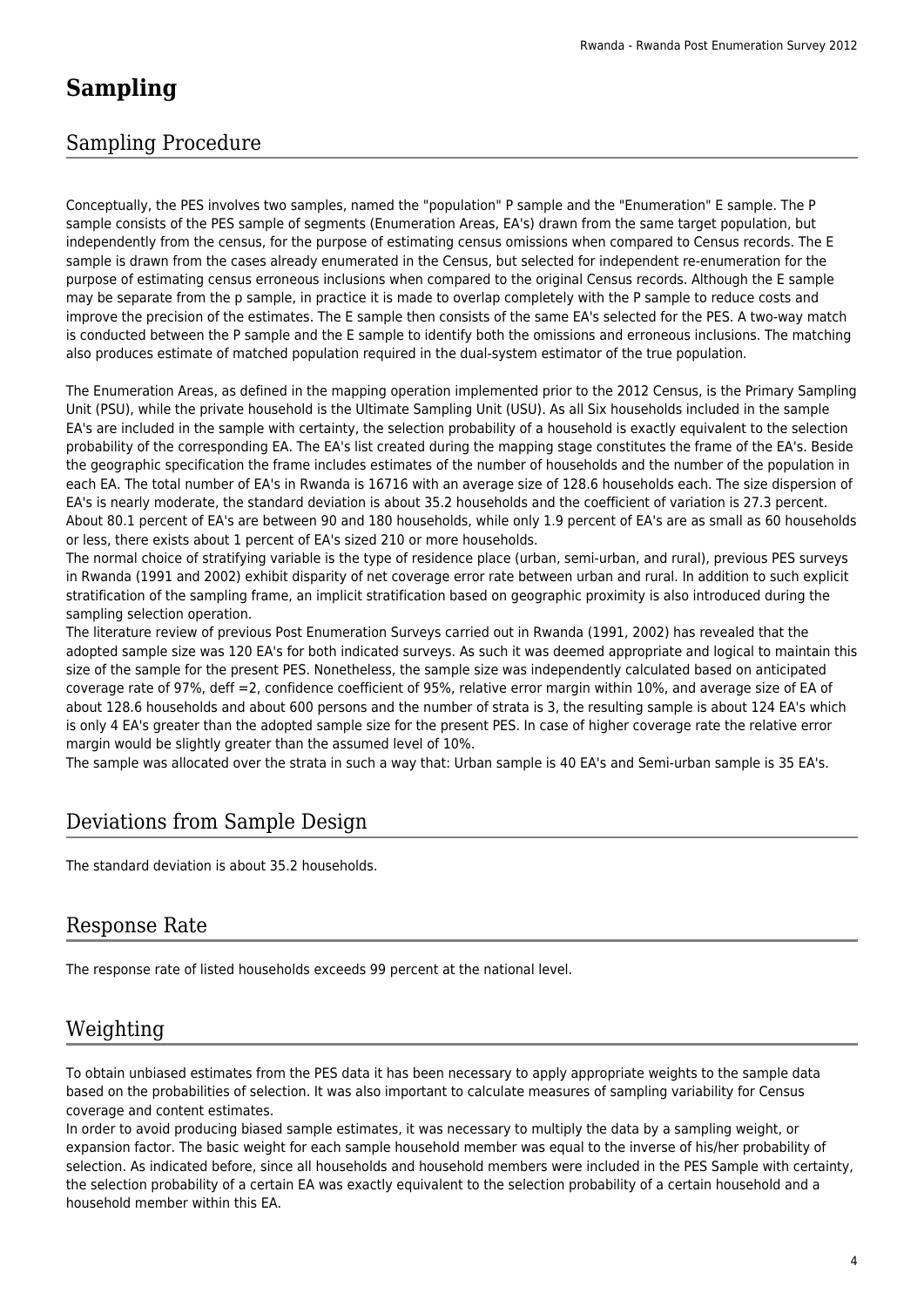# Sampling

## Sampling Procedure

Conceptually, the PES involves two samples, named the "population" P sample and the "Enumeration" E sample. The P sample consists of the PES sample of segments (Enumeration Areas, EA's) drawn from the same target population, but independently from the census, for the purpose of estimating census omissions when compared to Census records. The E sample is drawn from the cases already enumerated in the Census, but selected for independent re-enumeration for the purpose of estimating census erroneous inclusions when compared to the original Census records. Although the E sample may be separate from the p sample, in practice it is made to overlap completely with the P sample to reduce costs and improve the precision of the estimates. The E sample then consists of the same EA's selected for the PES. A two-way match is conducted between the P sample and the E sample to identify both the omissions and erroneous inclusions. The matching also produces estimate of matched population required in the dual-system estimator of the true population.

The Enumeration Areas, as defined in the mapping operation implemented prior to the 2012 Census, is the Primary Sampling Unit (PSU), while the private household is the Ultimate Sampling Unit (USU). As all Six households included in the sample EA's are included in the sample with certainty, the selection probability of a household is exactly equivalent to the selection probability of the corresponding EA. The EA's list created during the mapping stage constitutes the frame of the EA's. Beside the geographic specification the frame includes estimates of the number of households and the number of the population in each EA. The total number of EA's in Rwanda is 16716 with an average size of 128.6 households each. The size dispersion of EA's is nearly moderate, the standard deviation is about 35.2 households and the coefficient of variation is 27.3 percent. About 80.1 percent of EA's are between 90 and 180 households, while only 1.9 percent of EA's are as small as 60 households or less, there exists about 1 percent of EA's sized 210 or more households.
The normal choice of stratifying variable is the type of residence place (urban, semi-urban, and rural), previous PES surveys in Rwanda (1991 and 2002) exhibit disparity of net coverage error rate between urban and rural. In addition to such explicit stratification of the sampling frame, an implicit stratification based on geographic proximity is also introduced during the sampling selection operation.
The literature review of previous Post Enumeration Surveys carried out in Rwanda (1991, 2002) has revealed that the adopted sample size was 120 EA's for both indicated surveys. As such it was deemed appropriate and logical to maintain this size of the sample for the present PES. Nonetheless, the sample size was independently calculated based on anticipated coverage rate of 97%, deff =2, confidence coefficient of 95%, relative error margin within 10%, and average size of EA of about 128.6 households and about 600 persons and the number of strata is 3, the resulting sample is about 124 EA's which is only 4 EA's greater than the adopted sample size for the present PES. In case of higher coverage rate the relative error margin would be slightly greater than the assumed level of 10%.
The sample was allocated over the strata in such a way that: Urban sample is 40 EA's and Semi-urban sample is 35 EA's.

## Deviations from Sample Design

The standard deviation is about 35.2 households.

## Response Rate

The response rate of listed households exceeds 99 percent at the national level.

## Weighting

To obtain unbiased estimates from the PES data it has been necessary to apply appropriate weights to the sample data based on the probabilities of selection. It was also important to calculate measures of sampling variability for Census coverage and content estimates.
In order to avoid producing biased sample estimates, it was necessary to multiply the data by a sampling weight, or expansion factor. The basic weight for each sample household member was equal to the inverse of his/her probability of selection. As indicated before, since all households and household members were included in the PES Sample with certainty, the selection probability of a certain EA was exactly equivalent to the selection probability of a certain household and a household member within this EA.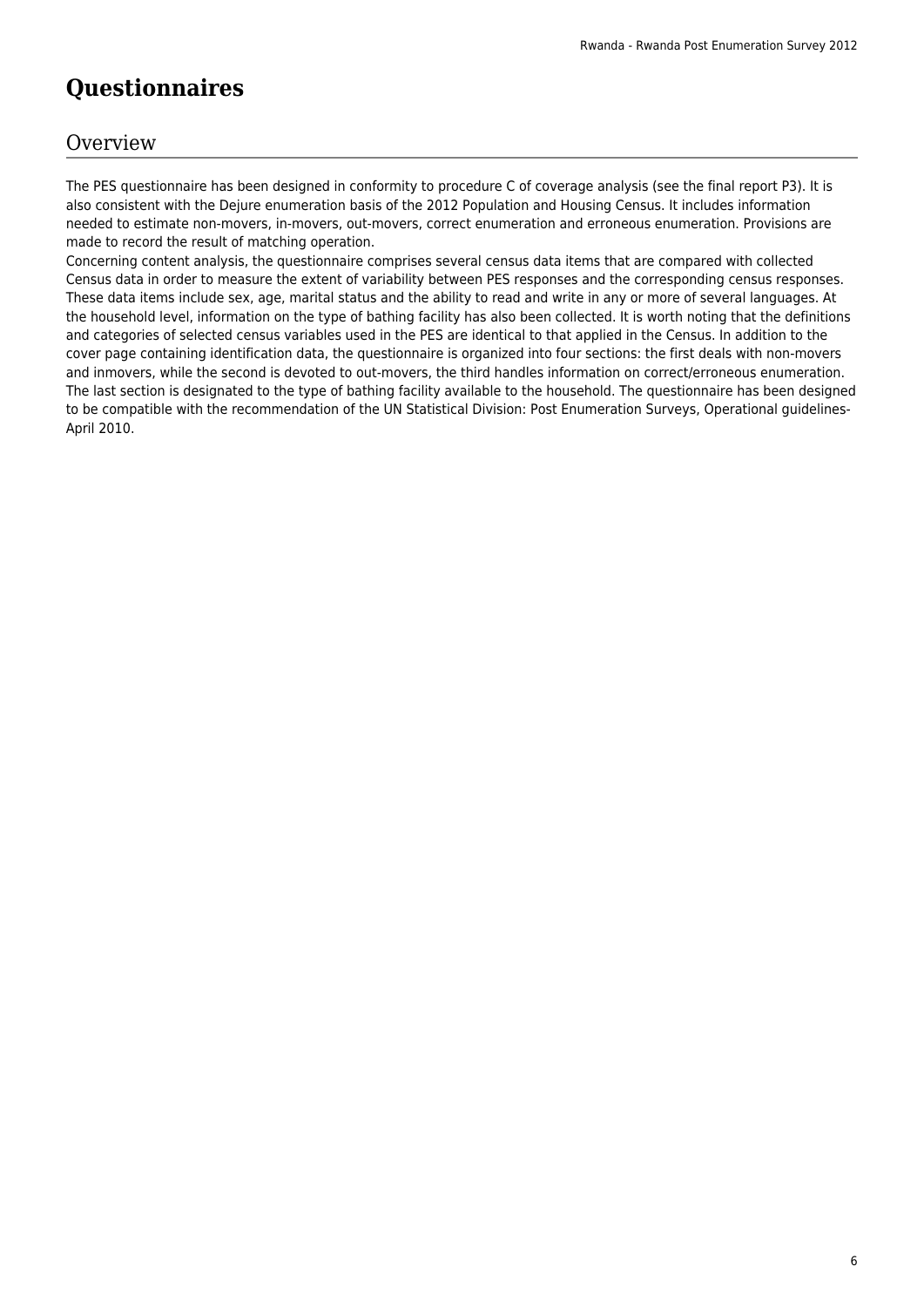# Questionnaires

## Overview

The PES questionnaire has been designed in conformity to procedure C of coverage analysis (see the final report P3). It is also consistent with the Dejure enumeration basis of the 2012 Population and Housing Census. It includes information needed to estimate non-movers, in-movers, out-movers, correct enumeration and erroneous enumeration. Provisions are made to record the result of matching operation.
Concerning content analysis, the questionnaire comprises several census data items that are compared with collected Census data in order to measure the extent of variability between PES responses and the corresponding census responses. These data items include sex, age, marital status and the ability to read and write in any or more of several languages. At the household level, information on the type of bathing facility has also been collected. It is worth noting that the definitions and categories of selected census variables used in the PES are identical to that applied in the Census. In addition to the cover page containing identification data, the questionnaire is organized into four sections: the first deals with non-movers and inmovers, while the second is devoted to out-movers, the third handles information on correct/erroneous enumeration. The last section is designated to the type of bathing facility available to the household. The questionnaire has been designed to be compatible with the recommendation of the UN Statistical Division: Post Enumeration Surveys, Operational guidelines-April 2010.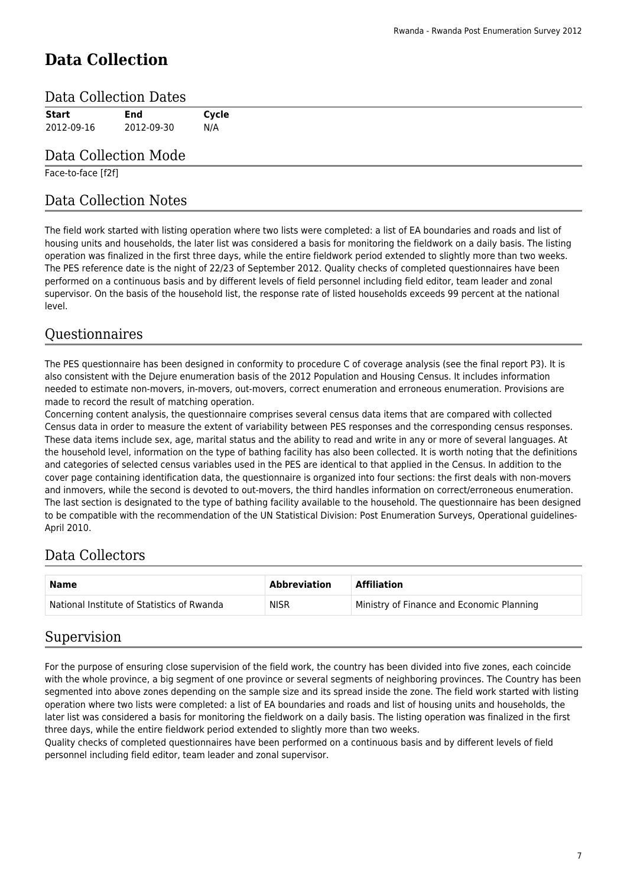# Data Collection

## Data Collection Dates

| Start | End | Cycle |
|---|---|---|
| 2012-09-16 | 2012-09-30 | N/A |

## Data Collection Mode

Face-to-face [f2f]

## Data Collection Notes

The field work started with listing operation where two lists were completed: a list of EA boundaries and roads and list of housing units and households, the later list was considered a basis for monitoring the fieldwork on a daily basis. The listing operation was finalized in the first three days, while the entire fieldwork period extended to slightly more than two weeks. The PES reference date is the night of 22/23 of September 2012. Quality checks of completed questionnaires have been performed on a continuous basis and by different levels of field personnel including field editor, team leader and zonal supervisor. On the basis of the household list, the response rate of listed households exceeds 99 percent at the national level.

## Questionnaires

The PES questionnaire has been designed in conformity to procedure C of coverage analysis (see the final report P3). It is also consistent with the Dejure enumeration basis of the 2012 Population and Housing Census. It includes information needed to estimate non-movers, in-movers, out-movers, correct enumeration and erroneous enumeration. Provisions are made to record the result of matching operation.
Concerning content analysis, the questionnaire comprises several census data items that are compared with collected Census data in order to measure the extent of variability between PES responses and the corresponding census responses. These data items include sex, age, marital status and the ability to read and write in any or more of several languages. At the household level, information on the type of bathing facility has also been collected. It is worth noting that the definitions and categories of selected census variables used in the PES are identical to that applied in the Census. In addition to the cover page containing identification data, the questionnaire is organized into four sections: the first deals with non-movers and inmovers, while the second is devoted to out-movers, the third handles information on correct/erroneous enumeration. The last section is designated to the type of bathing facility available to the household. The questionnaire has been designed to be compatible with the recommendation of the UN Statistical Division: Post Enumeration Surveys, Operational guidelines-April 2010.

## Data Collectors

| Name | Abbreviation | Affiliation |
|---|---|---|
| National Institute of Statistics of Rwanda | NISR | Ministry of Finance and Economic Planning |

## Supervision

For the purpose of ensuring close supervision of the field work, the country has been divided into five zones, each coincide with the whole province, a big segment of one province or several segments of neighboring provinces. The Country has been segmented into above zones depending on the sample size and its spread inside the zone. The field work started with listing operation where two lists were completed: a list of EA boundaries and roads and list of housing units and households, the later list was considered a basis for monitoring the fieldwork on a daily basis. The listing operation was finalized in the first three days, while the entire fieldwork period extended to slightly more than two weeks.
Quality checks of completed questionnaires have been performed on a continuous basis and by different levels of field personnel including field editor, team leader and zonal supervisor.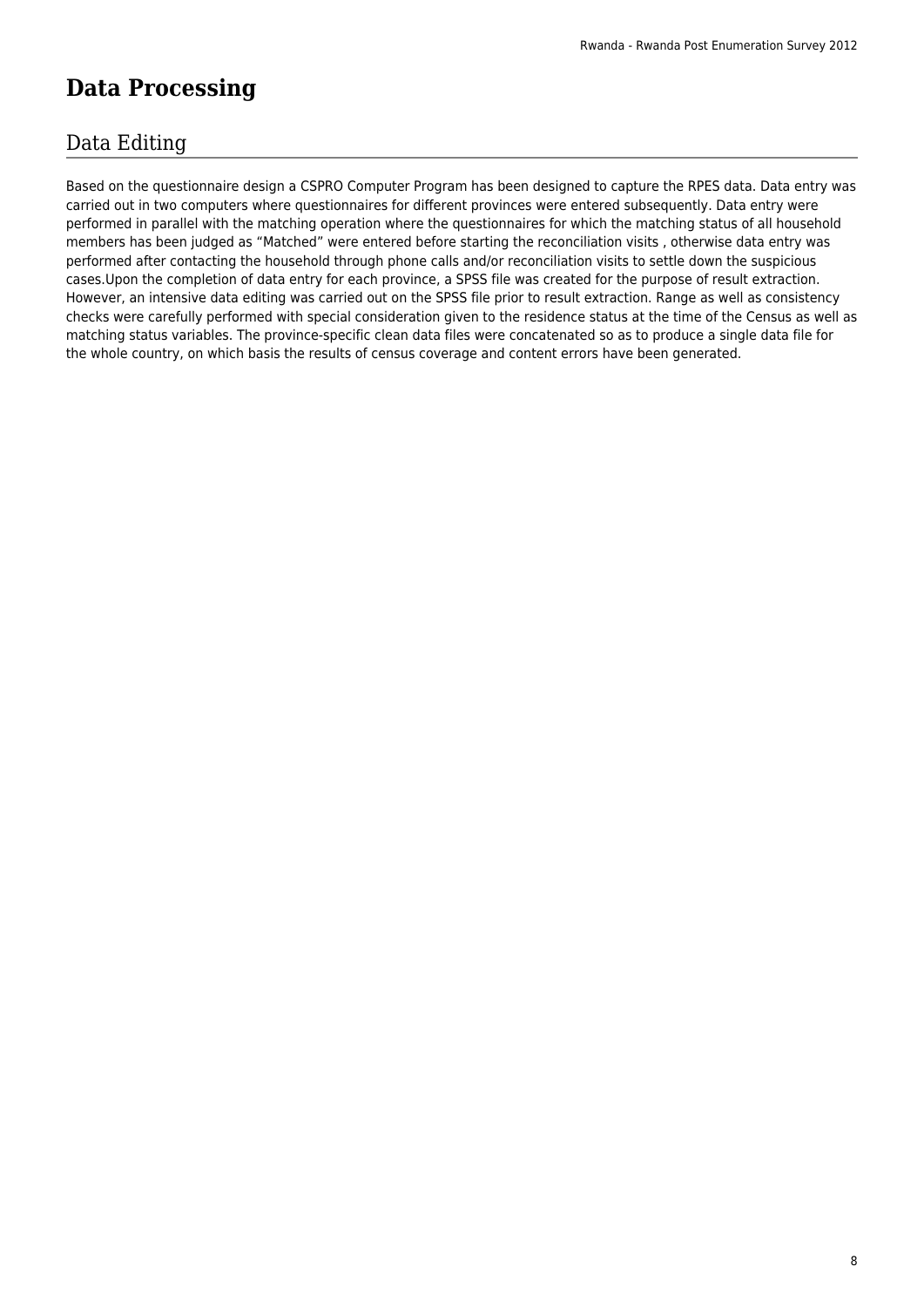# Data Processing

## Data Editing

Based on the questionnaire design a CSPRO Computer Program has been designed to capture the RPES data. Data entry was carried out in two computers where questionnaires for different provinces were entered subsequently. Data entry were performed in parallel with the matching operation where the questionnaires for which the matching status of all household members has been judged as "Matched" were entered before starting the reconciliation visits , otherwise data entry was performed after contacting the household through phone calls and/or reconciliation visits to settle down the suspicious cases.Upon the completion of data entry for each province, a SPSS file was created for the purpose of result extraction. However, an intensive data editing was carried out on the SPSS file prior to result extraction. Range as well as consistency checks were carefully performed with special consideration given to the residence status at the time of the Census as well as matching status variables. The province-specific clean data files were concatenated so as to produce a single data file for the whole country, on which basis the results of census coverage and content errors have been generated.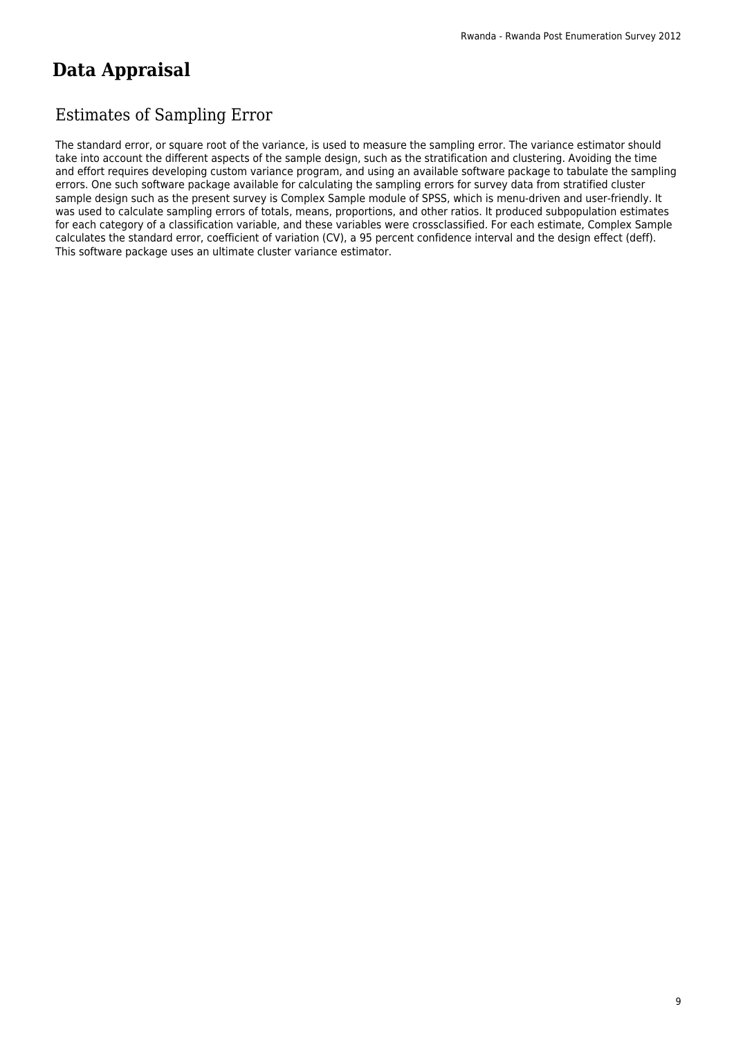# Data Appraisal

## Estimates of Sampling Error

The standard error, or square root of the variance, is used to measure the sampling error. The variance estimator should take into account the different aspects of the sample design, such as the stratification and clustering. Avoiding the time and effort requires developing custom variance program, and using an available software package to tabulate the sampling errors. One such software package available for calculating the sampling errors for survey data from stratified cluster sample design such as the present survey is Complex Sample module of SPSS, which is menu-driven and user-friendly. It was used to calculate sampling errors of totals, means, proportions, and other ratios. It produced subpopulation estimates for each category of a classification variable, and these variables were crossclassified. For each estimate, Complex Sample calculates the standard error, coefficient of variation (CV), a 95 percent confidence interval and the design effect (deff). This software package uses an ultimate cluster variance estimator.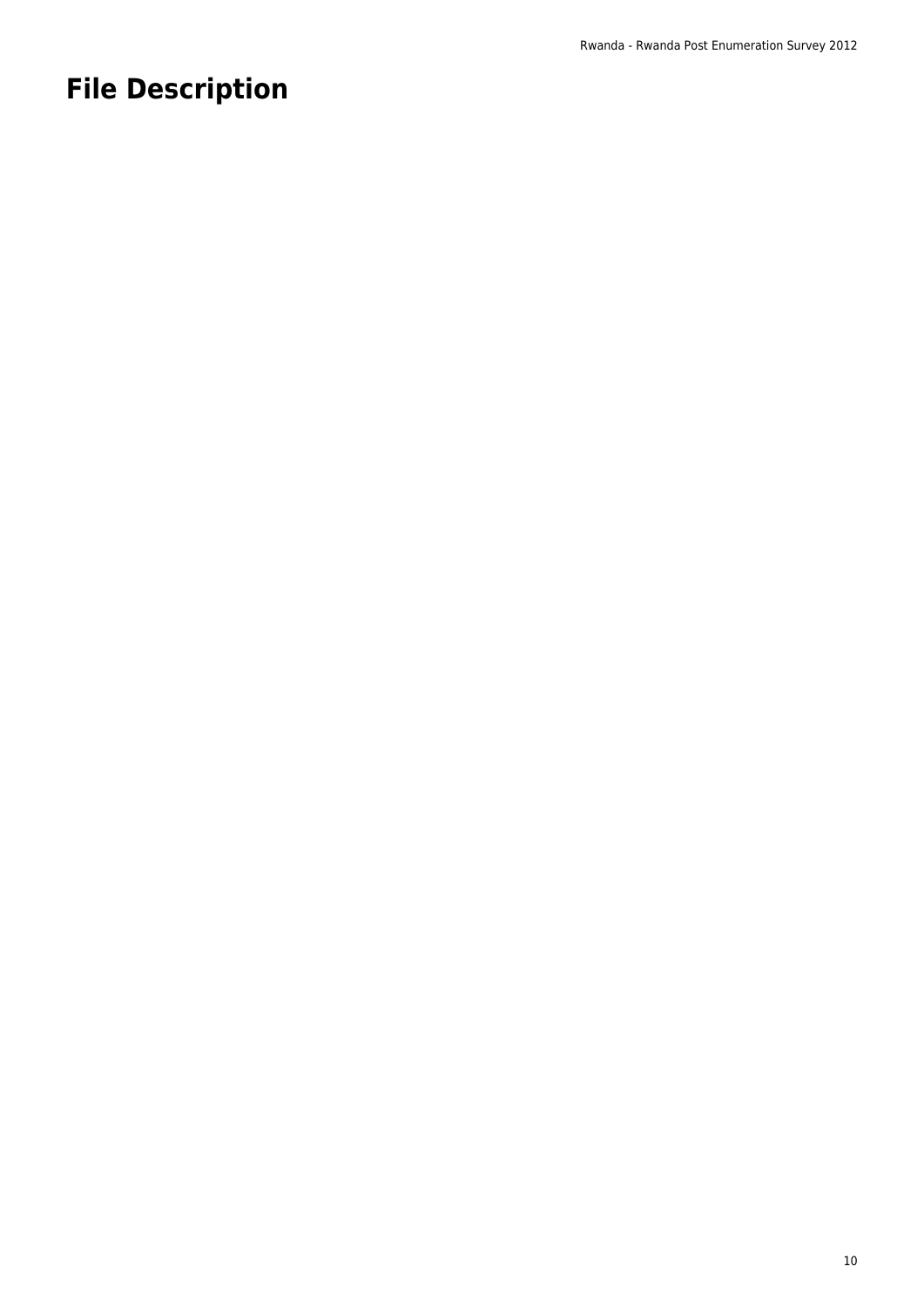# File Description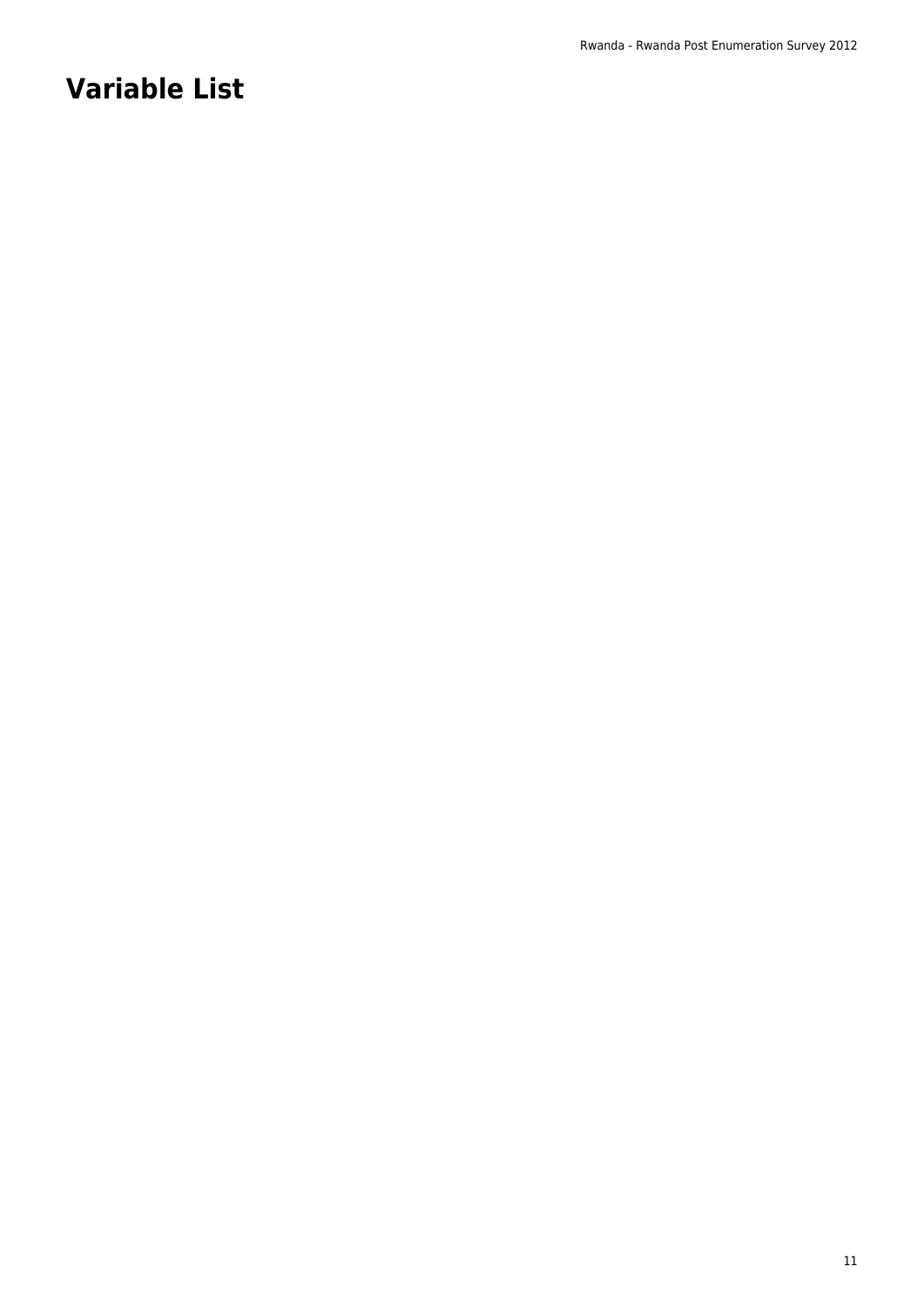# Variable List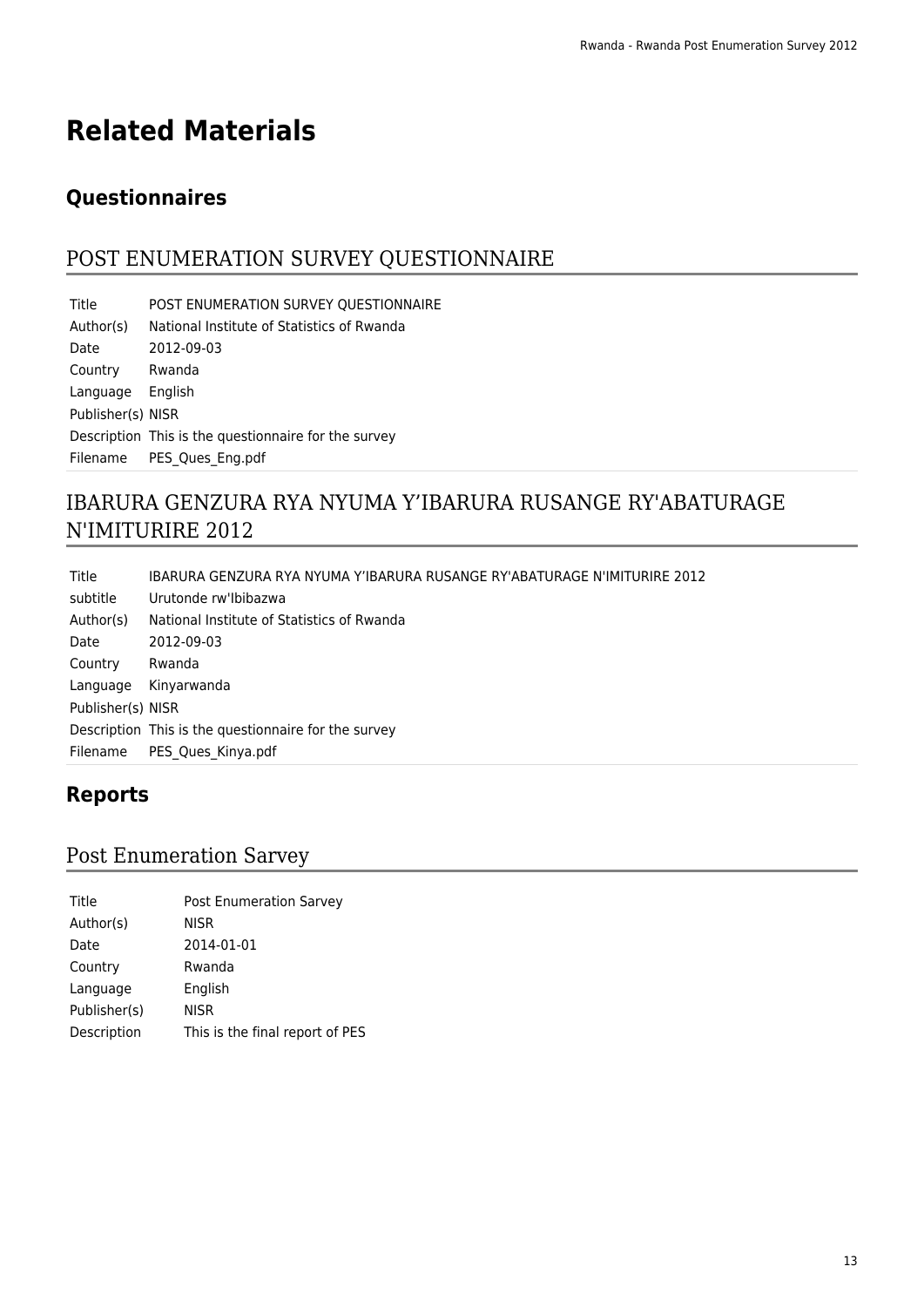# Related Materials

## Questionnaires

### POST ENUMERATION SURVEY QUESTIONNAIRE

| | |
|---|---|
| Title | POST ENUMERATION SURVEY QUESTIONNAIRE |
| Author(s) | National Institute of Statistics of Rwanda |
| Date | 2012-09-03 |
| Country | Rwanda |
| Language | English |
| Publisher(s) | NISR |
| Description | This is the questionnaire for the survey |
| Filename | PES_Ques_Eng.pdf |

### IBARURA GENZURA RYA NYUMA Y'IBARURA RUSANGE RY'ABATURAGE N'IMITURIRE 2012

| | |
|---|---|
| Title | IBARURA GENZURA RYA NYUMA Y'IBARURA RUSANGE RY'ABATURAGE N'IMITURIRE 2012 |
| subtitle | Urutonde rw'Ibibazwa |
| Author(s) | National Institute of Statistics of Rwanda |
| Date | 2012-09-03 |
| Country | Rwanda |
| Language | Kinyarwanda |
| Publisher(s) | NISR |
| Description | This is the questionnaire for the survey |
| Filename | PES_Ques_Kinya.pdf |

## Reports

### Post Enumeration Sarvey

| | |
|---|---|
| Title | Post Enumeration Sarvey |
| Author(s) | NISR |
| Date | 2014-01-01 |
| Country | Rwanda |
| Language | English |
| Publisher(s) | NISR |
| Description | This is the final report of PES |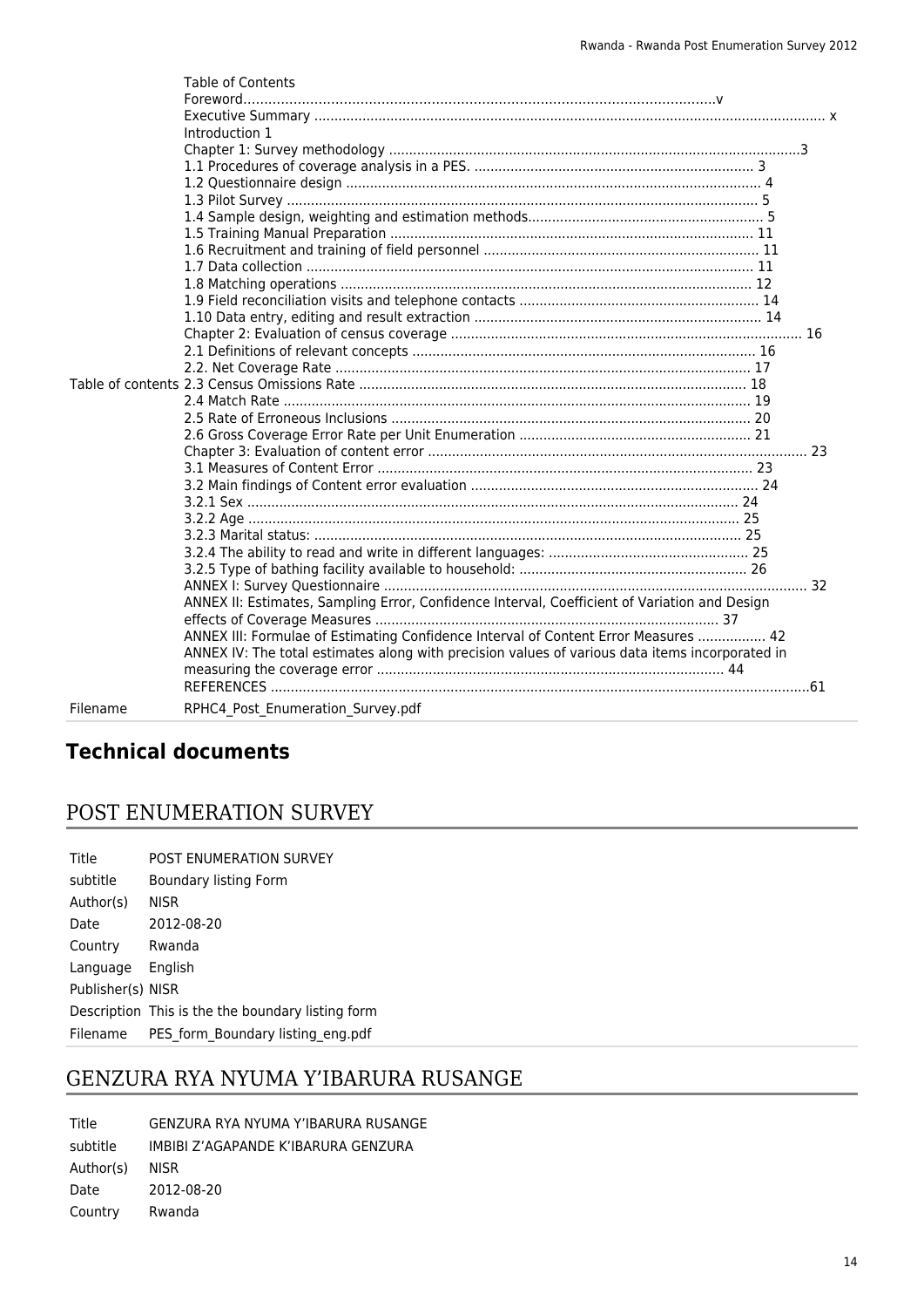| | |
|---|---|
| Table of contents | Table of Contents<br>Foreword....................................................................................................................v<br>Executive Summary ................................................................................................................................ x<br>Introduction 1<br>Chapter 1: Survey methodology ........................................................................................................3<br>1.1 Procedures of coverage analysis in a PES. ...................................................................... 3<br>1.2 Questionnaire design ........................................................................................................ 4<br>1.3 Pilot Survey ..................................................................................................................... 5<br>1.4 Sample design, weighting and estimation methods.......................................................... 5<br>1.5 Training Manual Preparation ........................................................................................... 11<br>1.6 Recruitment and training of field personnel ..................................................................... 11<br>1.7 Data collection ............................................................................................................... 11<br>1.8 Matching operations ....................................................................................................... 12<br>1.9 Field reconciliation visits and telephone contacts ............................................................ 14<br>1.10 Data entry, editing and result extraction ....................................................................... 14<br>Chapter 2: Evaluation of census coverage ......................................................................................... 16<br>2.1 Definitions of relevant concepts ...................................................................................... 16<br>2.2. Net Coverage Rate ........................................................................................................ 17<br>2.3 Census Omissions Rate .................................................................................................. 18<br>2.4 Match Rate ..................................................................................................................... 19<br>2.5 Rate of Erroneous Inclusions .......................................................................................... 20<br>2.6 Gross Coverage Error Rate per Unit Enumeration ........................................................... 21<br>Chapter 3: Evaluation of content error ............................................................................................... 23<br>3.1 Measures of Content Error ............................................................................................. 23<br>3.2 Main findings of Content error evaluation ........................................................................ 24<br>3.2.1 Sex .......................................................................................................................... 24<br>3.2.2 Age .......................................................................................................................... 25<br>3.2.3 Marital status: .......................................................................................................... 25<br>3.2.4 The ability to read and write in different languages: .................................................. 25<br>3.2.5 Type of bathing facility available to household: ......................................................... 26<br>ANNEX I: Survey Questionnaire ......................................................................................................... 32<br>ANNEX II: Estimates, Sampling Error, Confidence Interval, Coefficient of Variation and Design effects of Coverage Measures ...................................................................................... 37<br>ANNEX III: Formulae of Estimating Confidence Interval of Content Error Measures ................. 42<br>ANNEX IV: The total estimates along with precision values of various data items incorporated in measuring the coverage error ...................................................................................... 44<br>REFERENCES .......................................................................................................................................61 |
| Filename | RPHC4_Post_Enumeration_Survey.pdf |

## Technical documents

### POST ENUMERATION SURVEY

| | |
|---|---|
| Title | POST ENUMERATION SURVEY |
| subtitle | Boundary listing Form |
| Author(s) | NISR |
| Date | 2012-08-20 |
| Country | Rwanda |
| Language | English |
| Publisher(s) | NISR |
| Description | This is the the boundary listing form |
| Filename | PES_form_Boundary listing_eng.pdf |

### GENZURA RYA NYUMA Y'IBARURA RUSANGE

| | |
|---|---|
| Title | GENZURA RYA NYUMA Y'IBARURA RUSANGE |
| subtitle | IMBIBI Z'AGAPANDE K'IBARURA GENZURA |
| Author(s) | NISR |
| Date | 2012-08-20 |
| Country | Rwanda |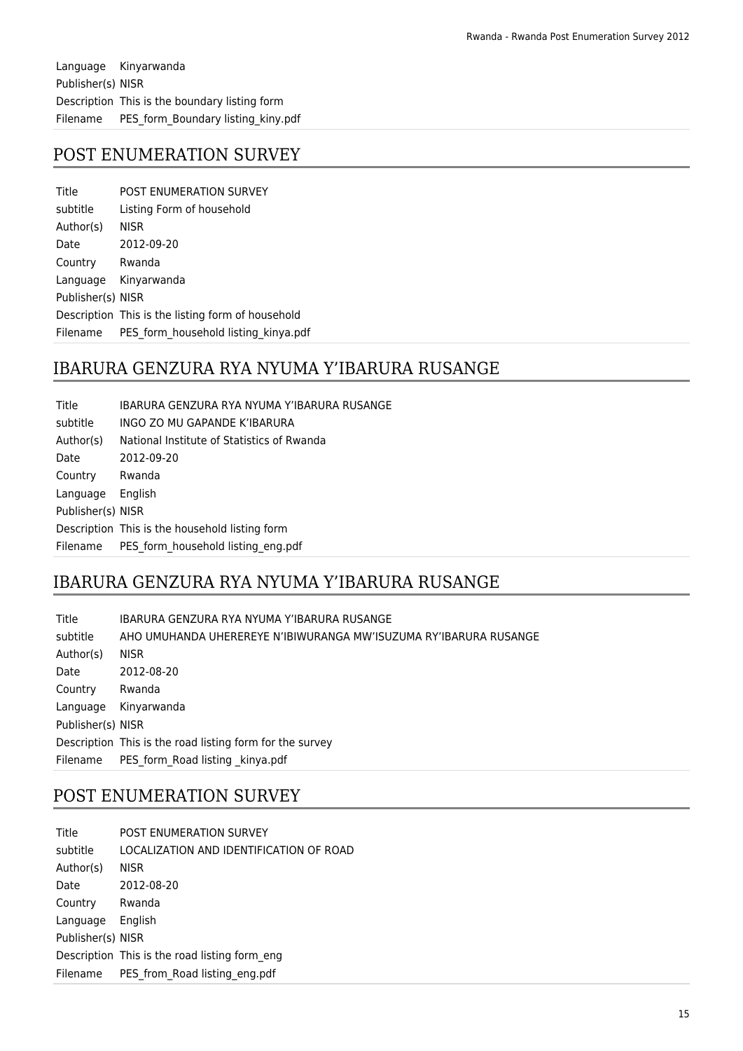| | |
|---|---|
| Language | Kinyarwanda |
| Publisher(s) | NISR |
| Description | This is the boundary listing form |
| Filename | PES_form_Boundary listing_kiny.pdf |

## POST ENUMERATION SURVEY

| | |
|---|---|
| Title | POST ENUMERATION SURVEY |
| subtitle | Listing Form of household |
| Author(s) | NISR |
| Date | 2012-09-20 |
| Country | Rwanda |
| Language | Kinyarwanda |
| Publisher(s) | NISR |
| Description | This is the listing form of household |
| Filename | PES_form_household listing_kinya.pdf |

## IBARURA GENZURA RYA NYUMA Y'IBARURA RUSANGE

| | |
|---|---|
| Title | IBARURA GENZURA RYA NYUMA Y'IBARURA RUSANGE |
| subtitle | INGO ZO MU GAPANDE K'IBARURA |
| Author(s) | National Institute of Statistics of Rwanda |
| Date | 2012-09-20 |
| Country | Rwanda |
| Language | English |
| Publisher(s) | NISR |
| Description | This is the household listing form |
| Filename | PES_form_household listing_eng.pdf |

## IBARURA GENZURA RYA NYUMA Y'IBARURA RUSANGE

| | |
|---|---|
| Title | IBARURA GENZURA RYA NYUMA Y'IBARURA RUSANGE |
| subtitle | AHO UMUHANDA UHEREREYE N'IBIWURANGA MW'ISUZUMA RY'IBARURA RUSANGE |
| Author(s) | NISR |
| Date | 2012-08-20 |
| Country | Rwanda |
| Language | Kinyarwanda |
| Publisher(s) | NISR |
| Description | This is the road listing form for the survey |
| Filename | PES_form_Road listing _kinya.pdf |

## POST ENUMERATION SURVEY

| | |
|---|---|
| Title | POST ENUMERATION SURVEY |
| subtitle | LOCALIZATION AND IDENTIFICATION OF ROAD |
| Author(s) | NISR |
| Date | 2012-08-20 |
| Country | Rwanda |
| Language | English |
| Publisher(s) | NISR |
| Description | This is the road listing form_eng |
| Filename | PES_from_Road listing_eng.pdf |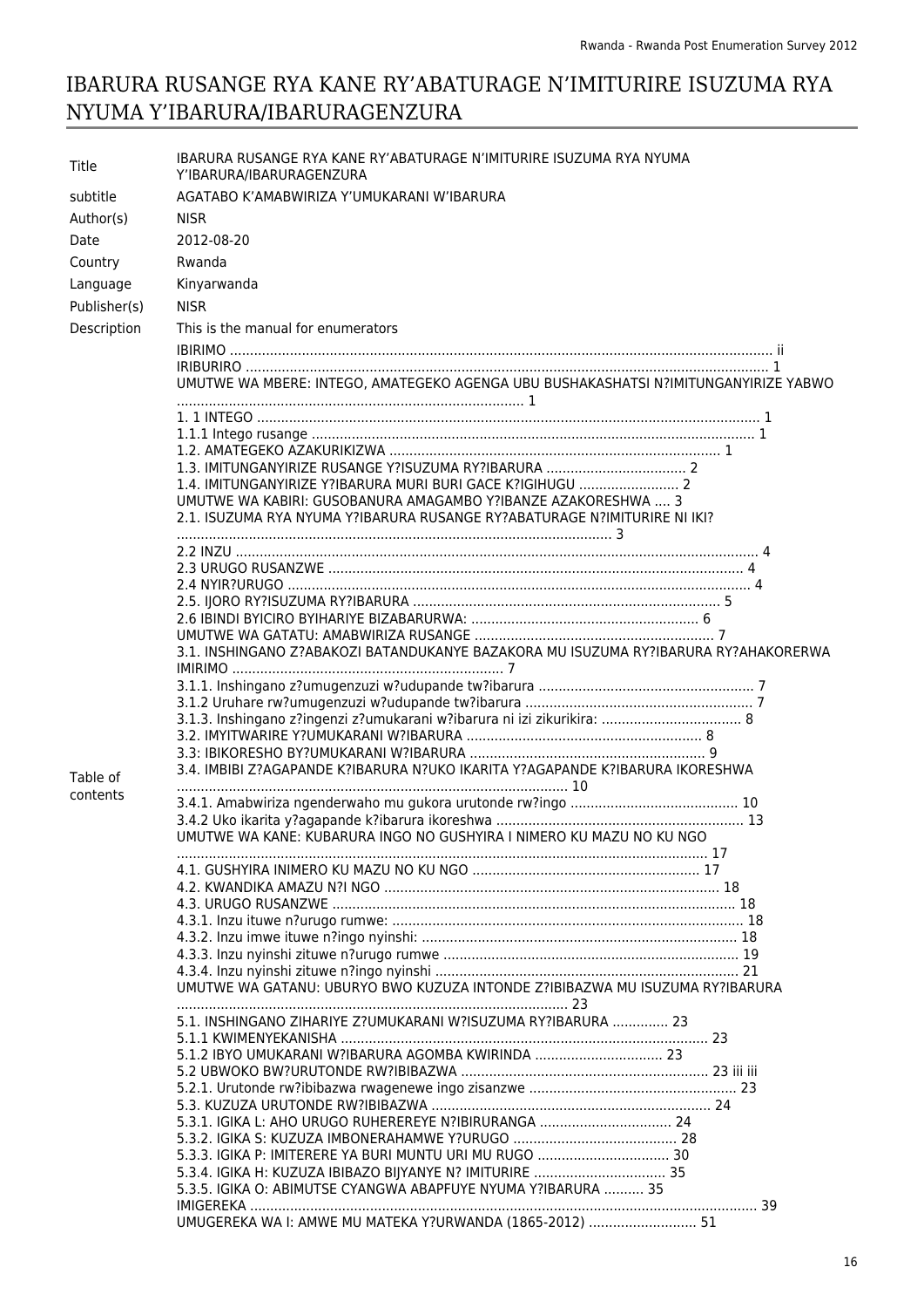# IBARURA RUSANGE RYA KANE RY'ABATURAGE N'IMITURIRE ISUZUMA RYA NYUMA Y'IBARURA/IBARURAGENZURA

| | |
|---|---|
| Title | IBARURA RUSANGE RYA KANE RY'ABATURAGE N'IMITURIRE ISUZUMA RYA NYUMA Y'IBARURA/IBARURAGENZURA |
| subtitle | AGATABO K'AMABWIRIZA Y'UMUKARANI W'IBARURA |
| Author(s) | NISR |
| Date | 2012-08-20 |
| Country | Rwanda |
| Language | Kinyarwanda |
| Publisher(s) | NISR |
| Description | This is the manual for enumerators |

**Table of contents**

IBIRIMO ............................................................................................................................................ ii
IRIBURIRO ........................................................................................................................................ 1
UMUTWE WA MBERE: INTEGO, AMATEGEKO AGENGA UBU BUSHAKASHATSI N?IMITUNGANYIRIZE YABWO ...................................................................................... 1
1. 1 INTEGO ........................................................................................................................................ 1
1.1.1 Intego rusange .............................................................................................................................. 1
1.2. AMATEGEKO AZAKURIKIZWA .................................................................................. 1
1.3. IMITUNGANYIRIZE RUSANGE Y?ISUZUMA RY?IBARURA .................................. 2
1.4. IMITUNGANYIRIZE Y?IBARURA MURI BURI GACE K?IGIHUGU ......................... 2
UMUTWE WA KABIRI: GUSOBANURA AMAGAMBO Y?IBANZE AZAKORESHWA .... 3
2.1. ISUZUMA RYA NYUMA Y?IBARURA RUSANGE RY?ABATURAGE N?IMITURIRE NI IKI? .................................................................................................................. 3
2.2 INZU ................................................................................................................................................ 4
2.3 URUGO RUSANZWE ........................................................................................................ 4
2.4 NYIR?URUGO ................................................................................................................................ 4
2.5. IJORO RY?ISUZUMA RY?IBARURA ............................................................................ 5
2.6 IBINDI BYICIRO BYIHARIYE BIZABARURWA: ......................................................... 6
UMUTWE WA GATATU: AMABWIRIZA RUSANGE ........................................................... 7
3.1. INSHINGANO Z?ABAKOZI BATANDUKANYE BAZAKORA MU ISUZUMA RY?IBARURA RY?AHAKORERWA IMIRIMO .................................................................... 7
3.1.1. Inshingano z?umugenzuzi w?udupande tw?ibarura ..................................................... 7
3.1.2 Uruhare rw?umugenzuzi w?udupande tw?ibarura ......................................................... 7
3.1.3. Inshingano z?ingenzi z?umukarani w?ibarura ni izi zikurikira: .................................. 8
3.2. IMYITWARIRE Y?UMUKARANI W?IBARURA .......................................................... 8
3.3: IBIKORESHO BY?UMUKARANI W?IBARURA ........................................................... 9
3.4. IMBIBI Z?AGAPANDE K?IBARURA N?UKO IKARITA Y?AGAPANDE K?IBARURA IKORESHWA ................................................................................................. 10
3.4.1. Amabwiriza ngenderwaho mu gukora urutonde rw?ingo .......................................... 10
3.4.2 Uko ikarita y?agapande k?ibarura ikoreshwa ............................................................ 13
UMUTWE WA KANE: KUBARURA INGO NO GUSHYIRA I NIMERO KU MAZU NO KU NGO ................................................................................................................................ 17
4.1. GUSHYIRA INIMERO KU MAZU NO KU NGO ........................................................ 17
4.2. KWANDIKA AMAZU N?I NGO .................................................................................. 18
4.3. URUGO RUSANZWE .................................................................................................. 18
4.3.1. Inzu ituwe n?urugo rumwe: ....................................................................................... 18
4.3.2. Inzu imwe ituwe n?ingo nyinshi: .............................................................................. 18
4.3.3. Inzu nyinshi zituwe n?urugo rumwe ......................................................................... 19
4.3.4. Inzu nyinshi zituwe n?ingo nyinshi ........................................................................... 21
UMUTWE WA GATANU: UBURYO BWO KUZUZA INTONDE Z?IBIBAZWA MU ISUZUMA RY?IBARURA ........................................................................................... 23
5.1. INSHINGANO ZIHARIYE Z?UMUKARANI W?ISUZUMA RY?IBARURA .............. 23
5.1.1 KWIMENYEKANISHA ................................................................................................ 23
5.1.2 IBYO UMUKARANI W?IBARURA AGOMBA KWIRINDA ................................ 23
5.2 UBWOKO BW?URUTONDE RW?IBIBAZWA .............................................................. 23 iii iii
5.2.1. Urutonde rw?ibibazwa rwagenewe ingo zisanzwe ................................................... 23
5.3. KUZUZA URUTONDE RW?IBIBAZWA ...................................................................... 24
5.3.1. IGIKA L: AHO URUGO RUHEREREYE N?IBIRURANGA ................................ 24
5.3.2. IGIKA S: KUZUZA IMBONERAHAMWE Y?URUGO ......................................... 28
5.3.3. IGIKA P: IMITERERE YA BURI MUNTU URI MU RUGO ................................ 30
5.3.4. IGIKA H: KUZUZA IBIBAZO BIJYANYE N? IMITURIRE ................................. 35
5.3.5. IGIKA O: ABIMUTSE CYANGWA ABAPFUYE NYUMA Y?IBARURA .......... 35
IMIGEREKA ............................................................................................................................... 39
UMUGEREKA WA I: AMWE MU MATEKA Y?URWANDA (1865-2012) ........................... 51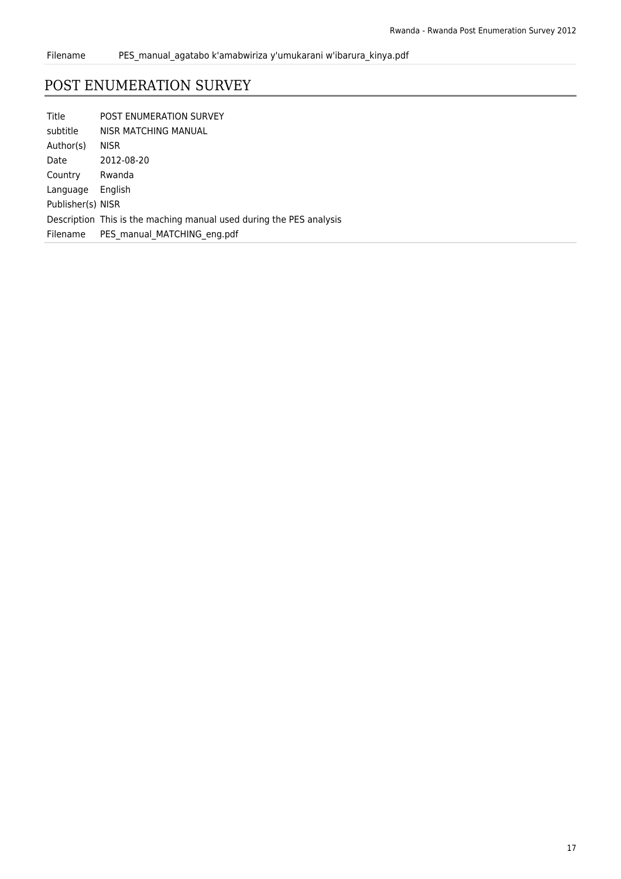| | |
|---|---|
| Filename | PES_manual_agatabo k'amabwiriza y'umukarani w'ibarura_kinya.pdf |

## POST ENUMERATION SURVEY

| | |
|---|---|
| Title | POST ENUMERATION SURVEY |
| subtitle | NISR MATCHING MANUAL |
| Author(s) | NISR |
| Date | 2012-08-20 |
| Country | Rwanda |
| Language | English |
| Publisher(s) | NISR |
| Description | This is the maching manual used during the PES analysis |
| Filename | PES_manual_MATCHING_eng.pdf |